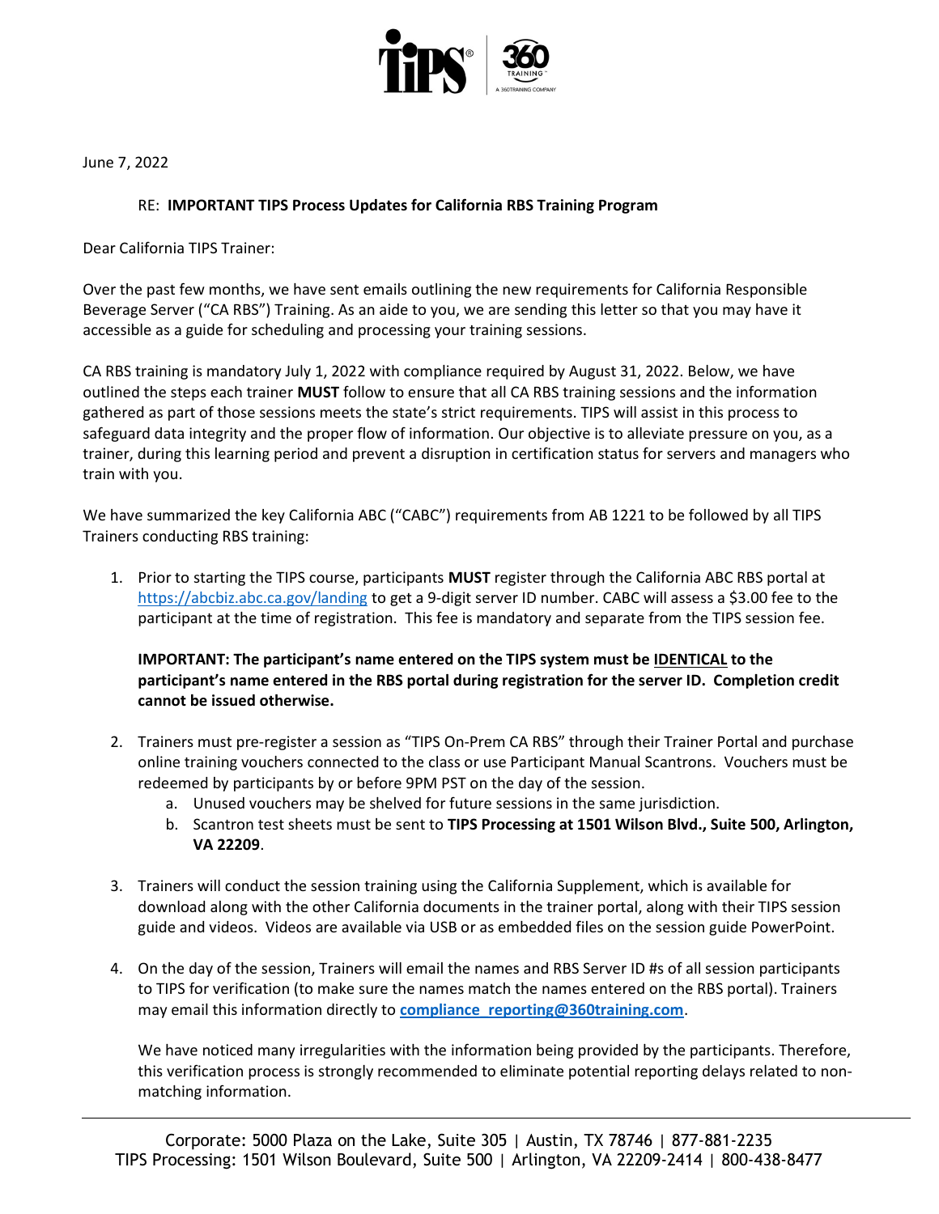June 7, 2022

RE: **IMPORTANT TIPS Process Updates for California RBS Training Program**

Dear California TIPS Trainer:

Over the past few months, we have sent emails outlining the new requirements for California Responsible Beverage Server ("CA RBS") Training. As an aide to you, we are sending this letter so that you may have it accessible as a guide for scheduling and processing your training sessions.

CA RBS training is mandatory July 1, 2022 with compliance required by August 31, 2022. Below, we have outlined the steps each trainer **MUST** follow to ensure that all CA RBS training sessions and the information gathered as part of those sessions meets the state's strict requirements. TIPS will assist in this process to safeguard data integrity and the proper flow of information. Our objective is to alleviate pressure on you, as a trainer, during this learning period and prevent a disruption in certification status for servers and managers who train with you.

We have summarized the key California ABC ("CABC") requirements from AB 1221 to be followed by all TIPS Trainers conducting RBS training:

1. Prior to starting the TIPS course, participants **MUST** register through the California ABC RBS portal at https://abcbiz.abc.ca.gov/landing to get a 9-digit server ID number. CABC will assess a $3.00 fee to the participant at the time of registration. This fee is mandatory and separate from the TIPS session fee.

   **IMPORTANT: The participant's name entered on the TIPS system must be <u>IDENTICAL</u> to the participant's name entered in the RBS portal during registration for the server ID. Completion credit cannot be issued otherwise.**

2. Trainers must pre-register a session as "TIPS On-Prem CA RBS" through their Trainer Portal and purchase online training vouchers connected to the class or use Participant Manual Scantrons. Vouchers must be redeemed by participants by or before 9PM PST on the day of the session.
   a. Unused vouchers may be shelved for future sessions in the same jurisdiction.
   b. Scantron test sheets must be sent to **TIPS Processing at 1501 Wilson Blvd., Suite 500, Arlington, VA 22209**.

3. Trainers will conduct the session training using the California Supplement, which is available for download along with the other California documents in the trainer portal, along with their TIPS session guide and videos. Videos are available via USB or as embedded files on the session guide PowerPoint.

4. On the day of the session, Trainers will email the names and RBS Server ID #s of all session participants to TIPS for verification (to make sure the names match the names entered on the RBS portal). Trainers may email this information directly to **compliance_reporting@360training.com**.

   We have noticed many irregularities with the information being provided by the participants. Therefore, this verification process is strongly recommended to eliminate potential reporting delays related to non-matching information.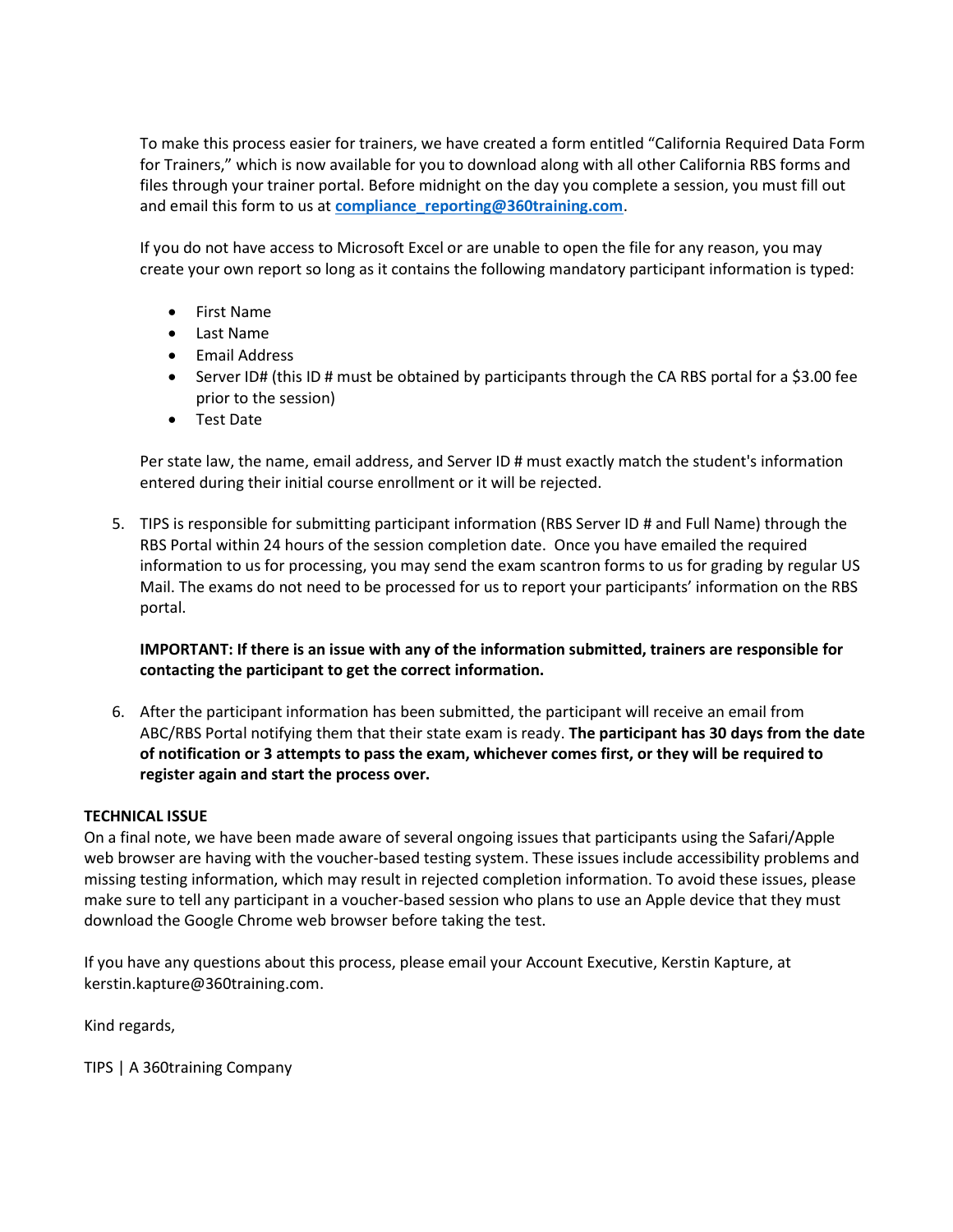To make this process easier for trainers, we have created a form entitled "California Required Data Form for Trainers," which is now available for you to download along with all other California RBS forms and files through your trainer portal. Before midnight on the day you complete a session, you must fill out and email this form to us at **compliance_reporting@360training.com**.

If you do not have access to Microsoft Excel or are unable to open the file for any reason, you may create your own report so long as it contains the following mandatory participant information is typed:

- First Name
- Last Name
- Email Address
- Server ID# (this ID # must be obtained by participants through the CA RBS portal for a $3.00 fee prior to the session)
- Test Date

Per state law, the name, email address, and Server ID # must exactly match the student's information entered during their initial course enrollment or it will be rejected.

5. TIPS is responsible for submitting participant information (RBS Server ID # and Full Name) through the RBS Portal within 24 hours of the session completion date. Once you have emailed the required information to us for processing, you may send the exam scantron forms to us for grading by regular US Mail. The exams do not need to be processed for us to report your participants' information on the RBS portal.

   **IMPORTANT: If there is an issue with any of the information submitted, trainers are responsible for contacting the participant to get the correct information.**

6. After the participant information has been submitted, the participant will receive an email from ABC/RBS Portal notifying them that their state exam is ready. **The participant has 30 days from the date of notification or 3 attempts to pass the exam, whichever comes first, or they will be required to register again and start the process over.**

**TECHNICAL ISSUE**

On a final note, we have been made aware of several ongoing issues that participants using the Safari/Apple web browser are having with the voucher-based testing system. These issues include accessibility problems and missing testing information, which may result in rejected completion information. To avoid these issues, please make sure to tell any participant in a voucher-based session who plans to use an Apple device that they must download the Google Chrome web browser before taking the test.

If you have any questions about this process, please email your Account Executive, Kerstin Kapture, at kerstin.kapture@360training.com.

Kind regards,

TIPS | A 360training Company